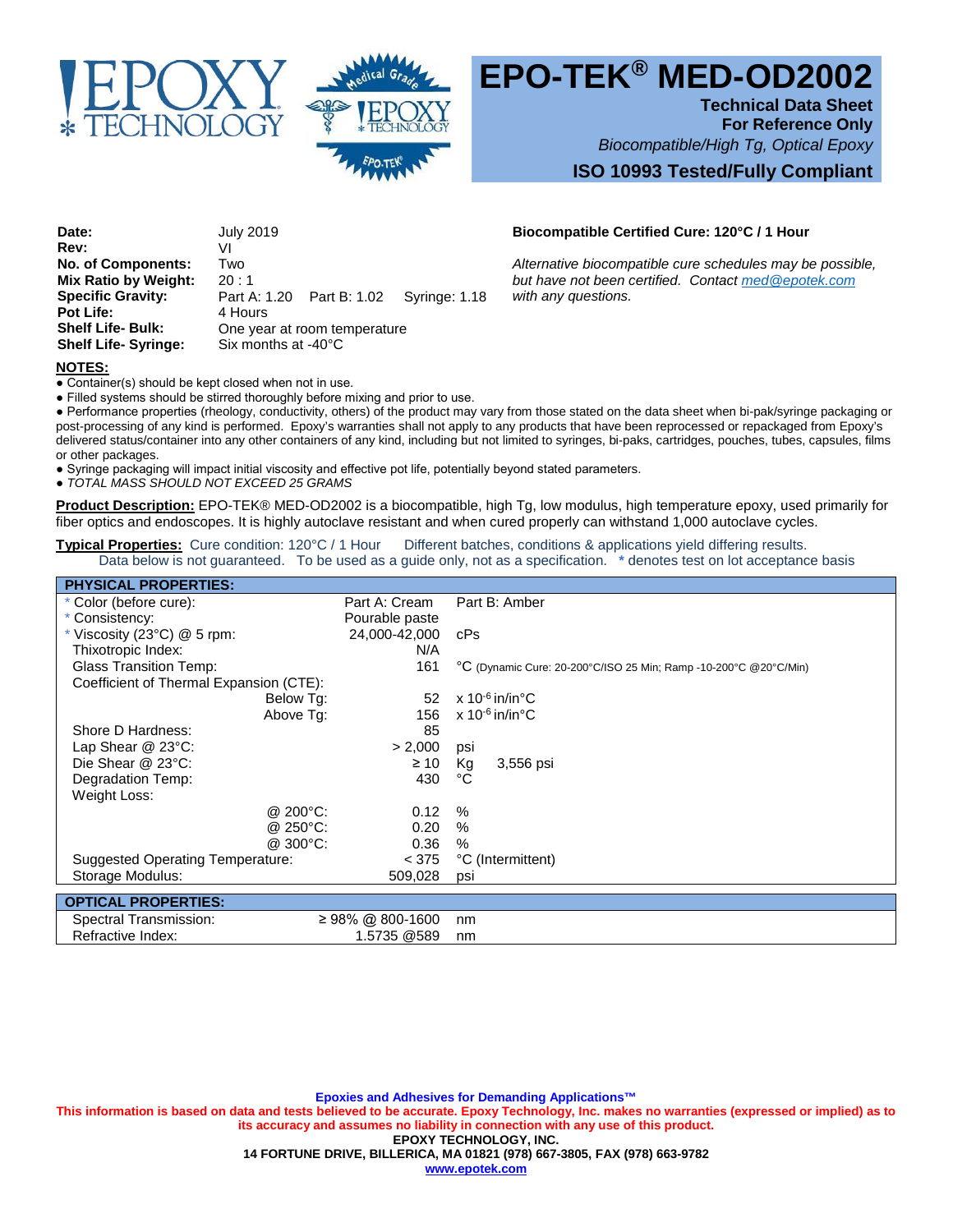# EPO-TEK® MED-OD2002

**Technical Data Sheet**
**For Reference Only**
*Biocompatible/High Tg, Optical Epoxy*
**ISO 10993 Tested/Fully Compliant**

| | |
|---|---|
| **Date:** | July 2019 |
| **Rev:** | VI |
| **No. of Components:** | Two |
| **Mix Ratio by Weight:** | 20 : 1 |
| **Specific Gravity:** | Part A: 1.20 Part B: 1.02 Syringe: 1.18 |
| **Pot Life:** | 4 Hours |
| **Shelf Life- Bulk:** | One year at room temperature |
| **Shelf Life- Syringe:** | Six months at -40°C |

**Biocompatible Certified Cure: 120°C / 1 Hour**

*Alternative biocompatible cure schedules may be possible, but have not been certified. Contact med@epotek.com with any questions.*

**NOTES:**

- Container(s) should be kept closed when not in use.
- Filled systems should be stirred thoroughly before mixing and prior to use.
- Performance properties (rheology, conductivity, others) of the product may vary from those stated on the data sheet when bi-pak/syringe packaging or post-processing of any kind is performed. Epoxy's warranties shall not apply to any products that have been reprocessed or repackaged from Epoxy's delivered status/container into any other containers of any kind, including but not limited to syringes, bi-paks, cartridges, pouches, tubes, capsules, films or other packages.
- Syringe packaging will impact initial viscosity and effective pot life, potentially beyond stated parameters.
- *TOTAL MASS SHOULD NOT EXCEED 25 GRAMS*

**Product Description:** EPO-TEK® MED-OD2002 is a biocompatible, high Tg, low modulus, high temperature epoxy, used primarily for fiber optics and endoscopes. It is highly autoclave resistant and when cured properly can withstand 1,000 autoclave cycles.

**Typical Properties:** Cure condition: 120°C / 1 Hour Different batches, conditions & applications yield differing results. Data below is not guaranteed. To be used as a guide only, not as a specification. * denotes test on lot acceptance basis

| PHYSICAL PROPERTIES: | | |
|---|---|---|
| * Color (before cure): | Part A: Cream | Part B: Amber |
| * Consistency: | Pourable paste | |
| * Viscosity (23°C) @ 5 rpm: | 24,000-42,000 | cPs |
| Thixotropic Index: | N/A | |
| Glass Transition Temp: | 161 | °C (Dynamic Cure: 20-200°C/ISO 25 Min; Ramp -10-200°C @20°C/Min) |
| Coefficient of Thermal Expansion (CTE): | | |
| Below Tg: | 52 | x $10^{-6}$ in/in°C |
| Above Tg: | 156 | x $10^{-6}$ in/in°C |
| Shore D Hardness: | 85 | |
| Lap Shear @ 23°C: | > 2,000 | psi |
| Die Shear @ 23°C: | ≥ 10 | Kg 3,556 psi |
| Degradation Temp: | 430 | °C |
| Weight Loss: | | |
| @ 200°C: | 0.12 | % |
| @ 250°C: | 0.20 | % |
| @ 300°C: | 0.36 | % |
| Suggested Operating Temperature: | < 375 | °C (Intermittent) |
| Storage Modulus: | 509,028 | psi |

| OPTICAL PROPERTIES: | | |
|---|---|---|
| Spectral Transmission: | ≥ 98% @ 800-1600 | nm |
| Refractive Index: | 1.5735 @589 | nm |

**Epoxies and Adhesives for Demanding Applications™**

**This information is based on data and tests believed to be accurate. Epoxy Technology, Inc. makes no warranties (expressed or implied) as to its accuracy and assumes no liability in connection with any use of this product.**

**EPOXY TECHNOLOGY, INC.**
**14 FORTUNE DRIVE, BILLERICA, MA 01821 (978) 667-3805, FAX (978) 663-9782**
**www.epotek.com**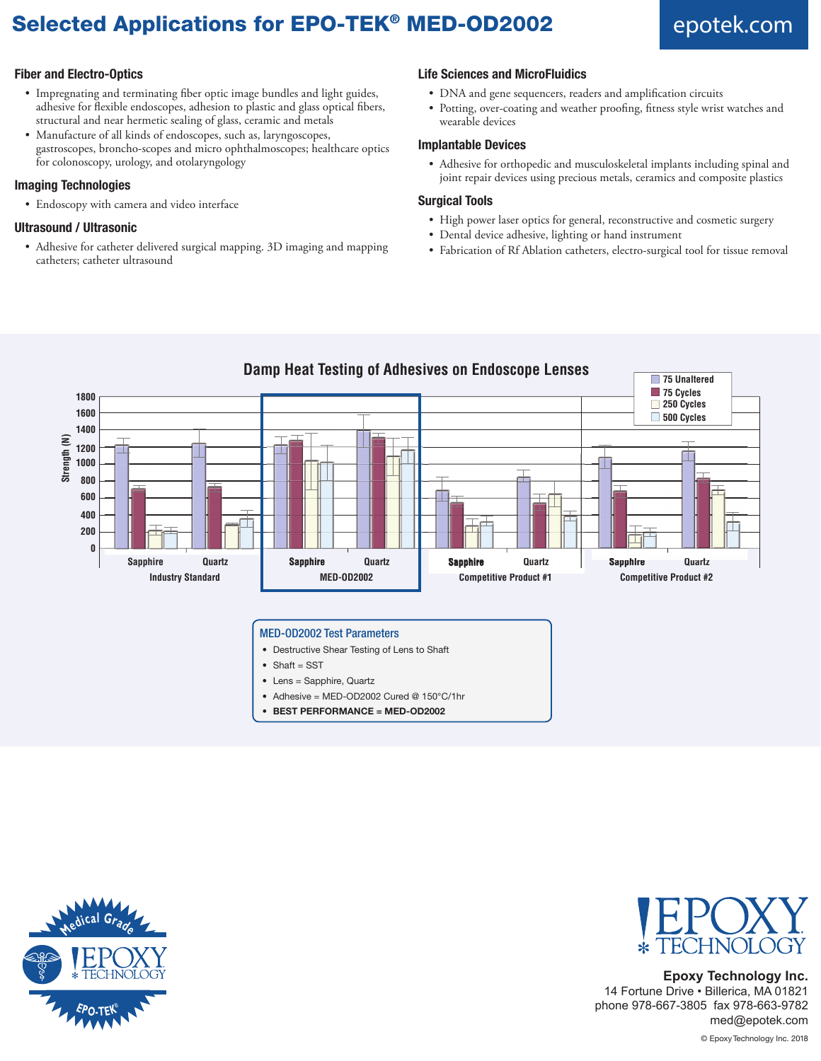# Selected Applications for EPO-TEK® MED-OD2002

epotek.com

### Fiber and Electro-Optics

- Impregnating and terminating fiber optic image bundles and light guides, adhesive for flexible endoscopes, adhesion to plastic and glass optical fibers, structural and near hermetic sealing of glass, ceramic and metals
- Manufacture of all kinds of endoscopes, such as, laryngoscopes, gastroscopes, broncho-scopes and micro ophthalmoscopes; healthcare optics for colonoscopy, urology, and otolaryngology

### Imaging Technologies

- Endoscopy with camera and video interface

### Ultrasound / Ultrasonic

- Adhesive for catheter delivered surgical mapping. 3D imaging and mapping catheters; catheter ultrasound

### Life Sciences and MicroFluidics

- DNA and gene sequencers, readers and amplification circuits
- Potting, over-coating and weather proofing, fitness style wrist watches and wearable devices

### Implantable Devices

- Adhesive for orthopedic and musculoskeletal implants including spinal and joint repair devices using precious metals, ceramics and composite plastics

### Surgical Tools

- High power laser optics for general, reconstructive and cosmetic surgery
- Dental device adhesive, lighting or hand instrument
- Fabrication of Rf Ablation catheters, electro-surgical tool for tissue removal

## Damp Heat Testing of Adhesives on Endoscope Lenses

Legend: 75 Unaltered, 75 Cycles, 250 Cycles, 500 Cycles

Strength (N)

Groups: Industry Standard (Sapphire, Quartz); MED-OD2002 (Sapphire, Quartz); Competitive Product #1 (Sapphire, Quartz); Competitive Product #2 (Sapphire, Quartz)

### MED-OD2002 Test Parameters

- Destructive Shear Testing of Lens to Shaft
- Shaft = SST
- Lens = Sapphire, Quartz
- Adhesive = MED-OD2002 Cured @ 150°C/1hr
- **BEST PERFORMANCE = MED-OD2002**

Medical Grade EPOXY TECHNOLOGY EPO-TEK®

EPOXY TECHNOLOGY

**Epoxy Technology Inc.**
14 Fortune Drive • Billerica, MA 01821
phone 978-667-3805 fax 978-663-9782
med@epotek.com

© Epoxy Technology Inc. 2018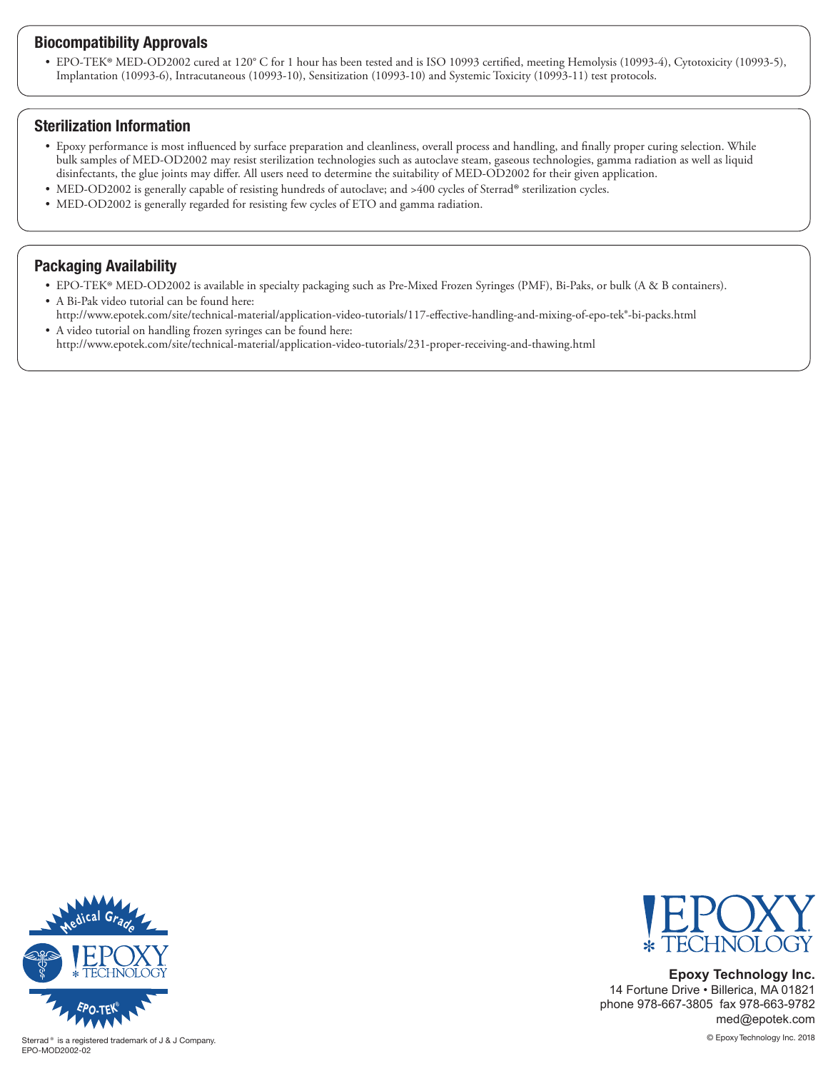## Biocompatibility Approvals

- EPO-TEK® MED-OD2002 cured at 120° C for 1 hour has been tested and is ISO 10993 certified, meeting Hemolysis (10993-4), Cytotoxicity (10993-5), Implantation (10993-6), Intracutaneous (10993-10), Sensitization (10993-10) and Systemic Toxicity (10993-11) test protocols.

## Sterilization Information

- Epoxy performance is most influenced by surface preparation and cleanliness, overall process and handling, and finally proper curing selection. While bulk samples of MED-OD2002 may resist sterilization technologies such as autoclave steam, gaseous technologies, gamma radiation as well as liquid disinfectants, the glue joints may differ. All users need to determine the suitability of MED-OD2002 for their given application.
- MED-OD2002 is generally capable of resisting hundreds of autoclave; and >400 cycles of Sterrad® sterilization cycles.
- MED-OD2002 is generally regarded for resisting few cycles of ETO and gamma radiation.

## Packaging Availability

- EPO-TEK® MED-OD2002 is available in specialty packaging such as Pre-Mixed Frozen Syringes (PMF), Bi-Paks, or bulk (A & B containers).
- A Bi-Pak video tutorial can be found here:
  http://www.epotek.com/site/technical-material/application-video-tutorials/117-effective-handling-and-mixing-of-epo-tek®-bi-packs.html
- A video tutorial on handling frozen syringes can be found here:
  http://www.epotek.com/site/technical-material/application-video-tutorials/231-proper-receiving-and-thawing.html

**Epoxy Technology Inc.**
14 Fortune Drive • Billerica, MA 01821
phone 978-667-3805 fax 978-663-9782
med@epotek.com

Sterrad® is a registered trademark of J & J Company.
EPO-MOD2002-02

© Epoxy Technology Inc. 2018